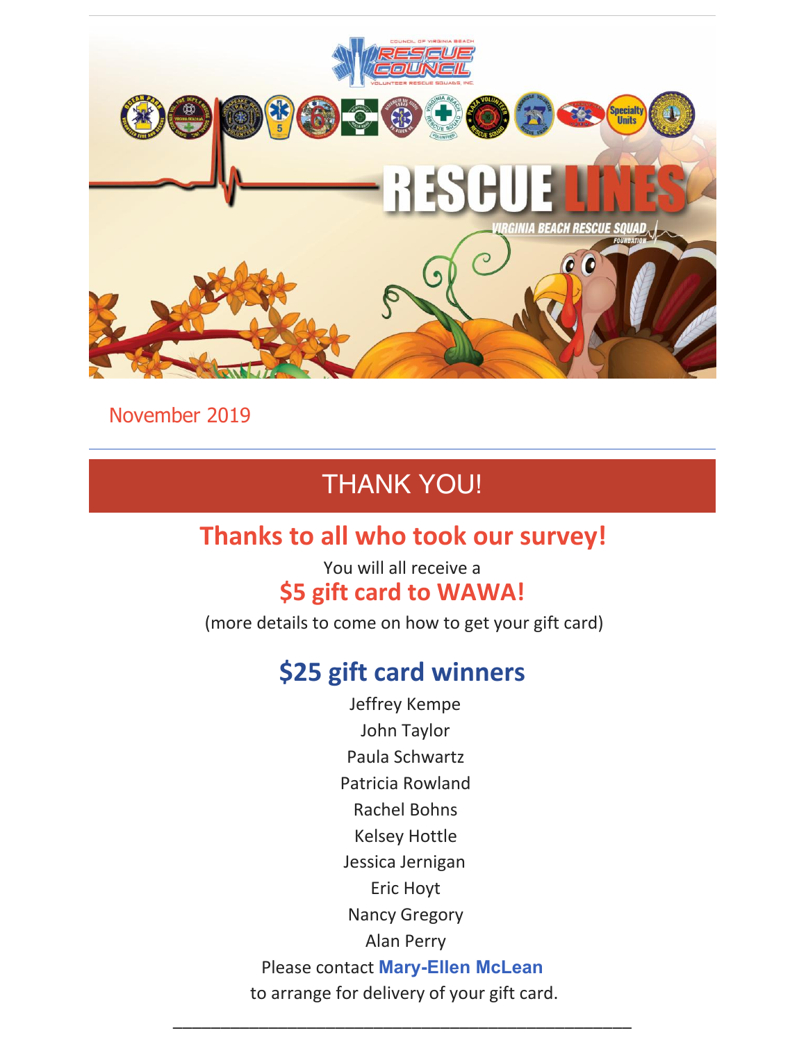# RESCUE LINES

VIRGINIA BEACH RESCUE SQUAD FOUNDATION

November 2019

---

## THANK YOU!

### Thanks to all who took our survey!

You will all receive a

**$5 gift card to WAWA!**

(more details to come on how to get your gift card)

### $25 gift card winners

Jeffrey Kempe

John Taylor

Paula Schwartz

Patricia Rowland

Rachel Bohns

Kelsey Hottle

Jessica Jernigan

Eric Hoyt

Nancy Gregory

Alan Perry

Please contact **Mary-Ellen McLean** to arrange for delivery of your gift card.

---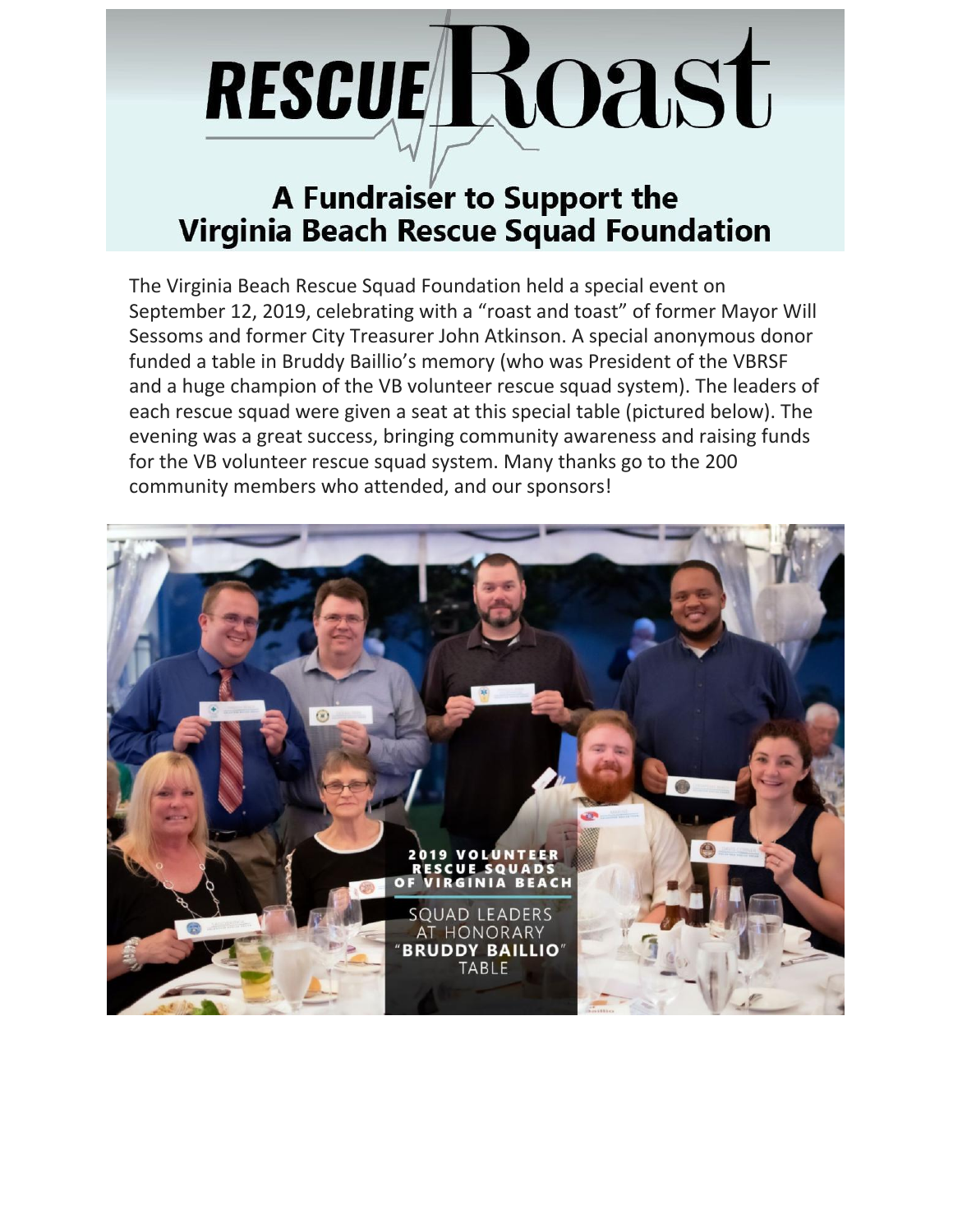# RESCUE Roast

## A Fundraiser to Support the Virginia Beach Rescue Squad Foundation

The Virginia Beach Rescue Squad Foundation held a special event on September 12, 2019, celebrating with a "roast and toast" of former Mayor Will Sessoms and former City Treasurer John Atkinson. A special anonymous donor funded a table in Bruddy Baillio's memory (who was President of the VBRSF and a huge champion of the VB volunteer rescue squad system). The leaders of each rescue squad were given a seat at this special table (pictured below). The evening was a great success, bringing community awareness and raising funds for the VB volunteer rescue squad system. Many thanks go to the 200 community members who attended, and our sponsors!

2019 VOLUNTEER RESCUE SQUADS OF VIRGINIA BEACH

SQUAD LEADERS AT HONORARY "BRUDDY BAILLIO" TABLE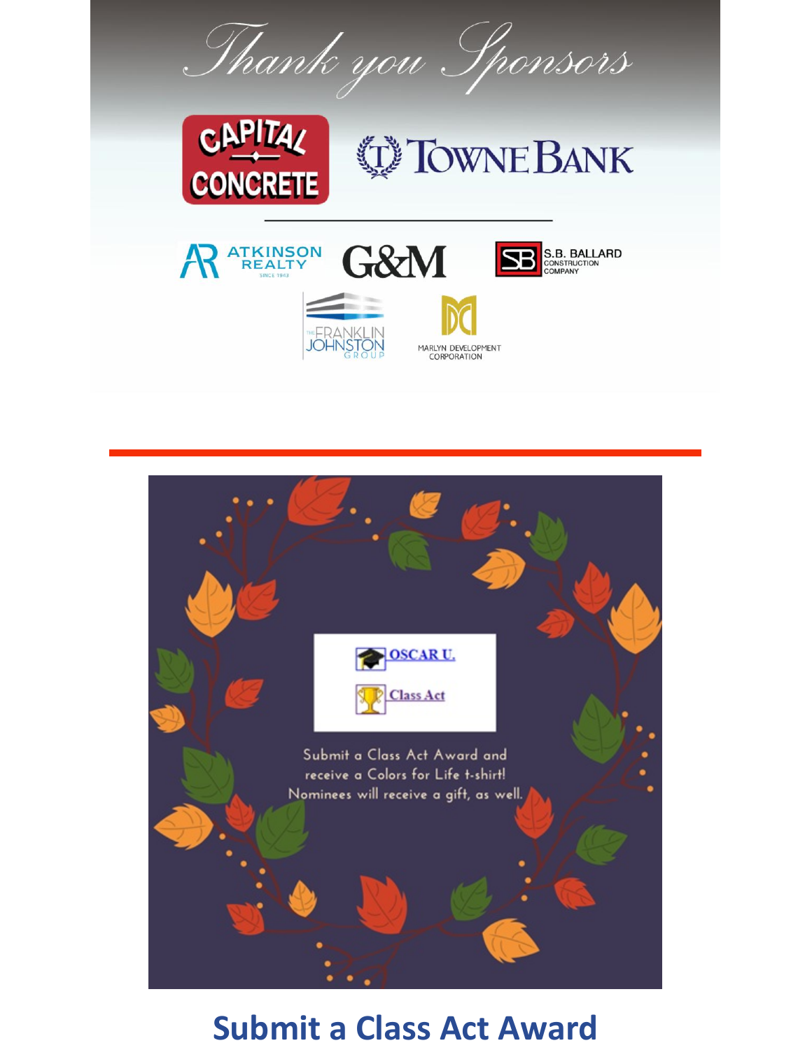# Thank you Sponsors

CAPITAL CONCRETE

TOWNE BANK

ATKINSON REALTY SINCE 1943

G&M

S.B. BALLARD CONSTRUCTION COMPANY

THE FRANKLIN JOHNSTON GROUP

MARLYN DEVELOPMENT CORPORATION

---

OSCAR U.

Class Act

Submit a Class Act Award and receive a Colors for Life t-shirt! Nominees will receive a gift, as well.

## Submit a Class Act Award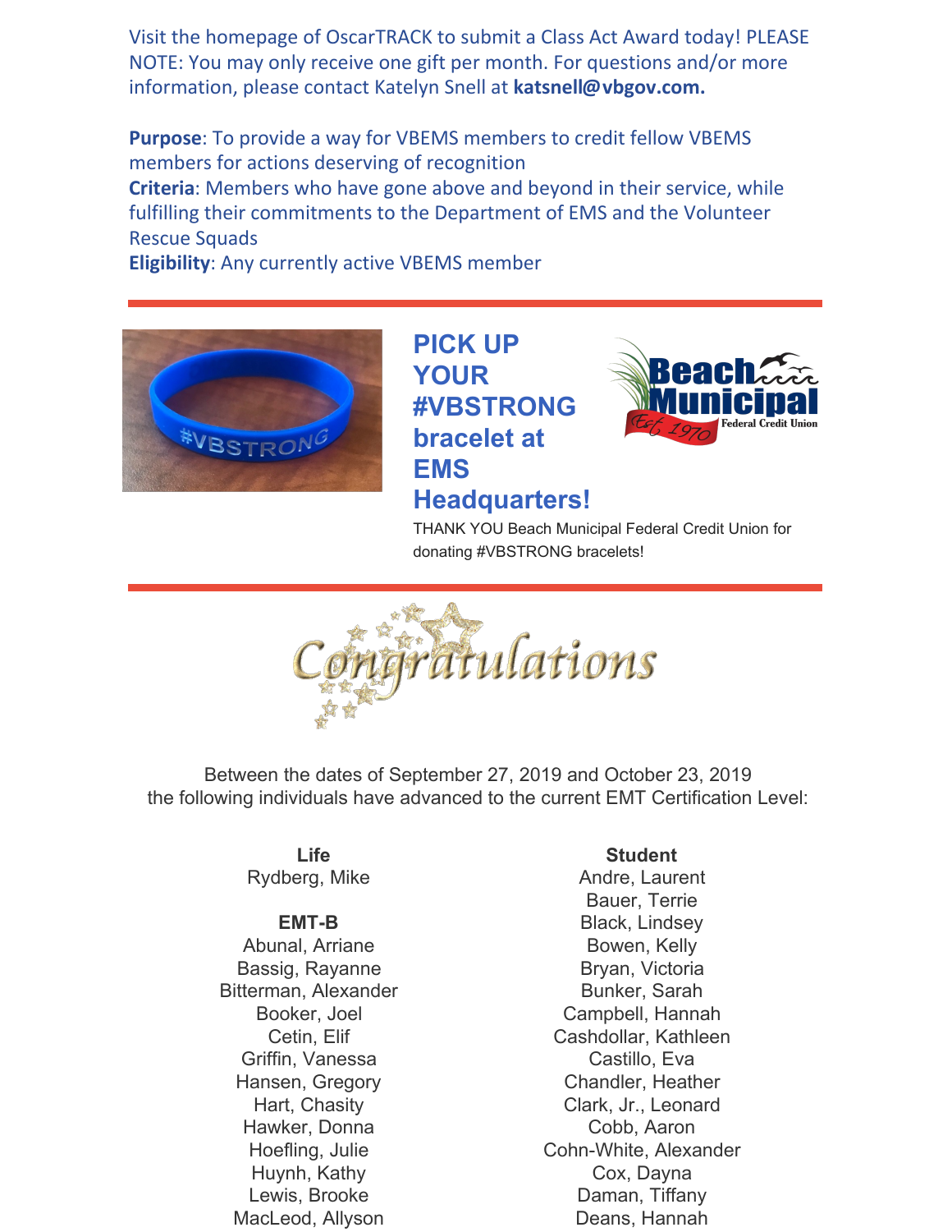Visit the homepage of OscarTRACK to submit a Class Act Award today! PLEASE NOTE: You may only receive one gift per month. For questions and/or more information, please contact Katelyn Snell at **katsnell@vbgov.com.**

**Purpose**: To provide a way for VBEMS members to credit fellow VBEMS members for actions deserving of recognition
**Criteria**: Members who have gone above and beyond in their service, while fulfilling their commitments to the Department of EMS and the Volunteer Rescue Squads
**Eligibility**: Any currently active VBEMS member

---

## PICK UP YOUR #VBSTRONG bracelet at EMS Headquarters!

THANK YOU Beach Municipal Federal Credit Union for donating #VBSTRONG bracelets!

---

# Congratulations

Between the dates of September 27, 2019 and October 23, 2019
the following individuals have advanced to the current EMT Certification Level:

**Life**
Rydberg, Mike

**EMT-B**
Abunal, Arriane
Bassig, Rayanne
Bitterman, Alexander
Booker, Joel
Cetin, Elif
Griffin, Vanessa
Hansen, Gregory
Hart, Chasity
Hawker, Donna
Hoefling, Julie
Huynh, Kathy
Lewis, Brooke
MacLeod, Allyson

**Student**
Andre, Laurent
Bauer, Terrie
Black, Lindsey
Bowen, Kelly
Bryan, Victoria
Bunker, Sarah
Campbell, Hannah
Cashdollar, Kathleen
Castillo, Eva
Chandler, Heather
Clark, Jr., Leonard
Cobb, Aaron
Cohn-White, Alexander
Cox, Dayna
Daman, Tiffany
Deans, Hannah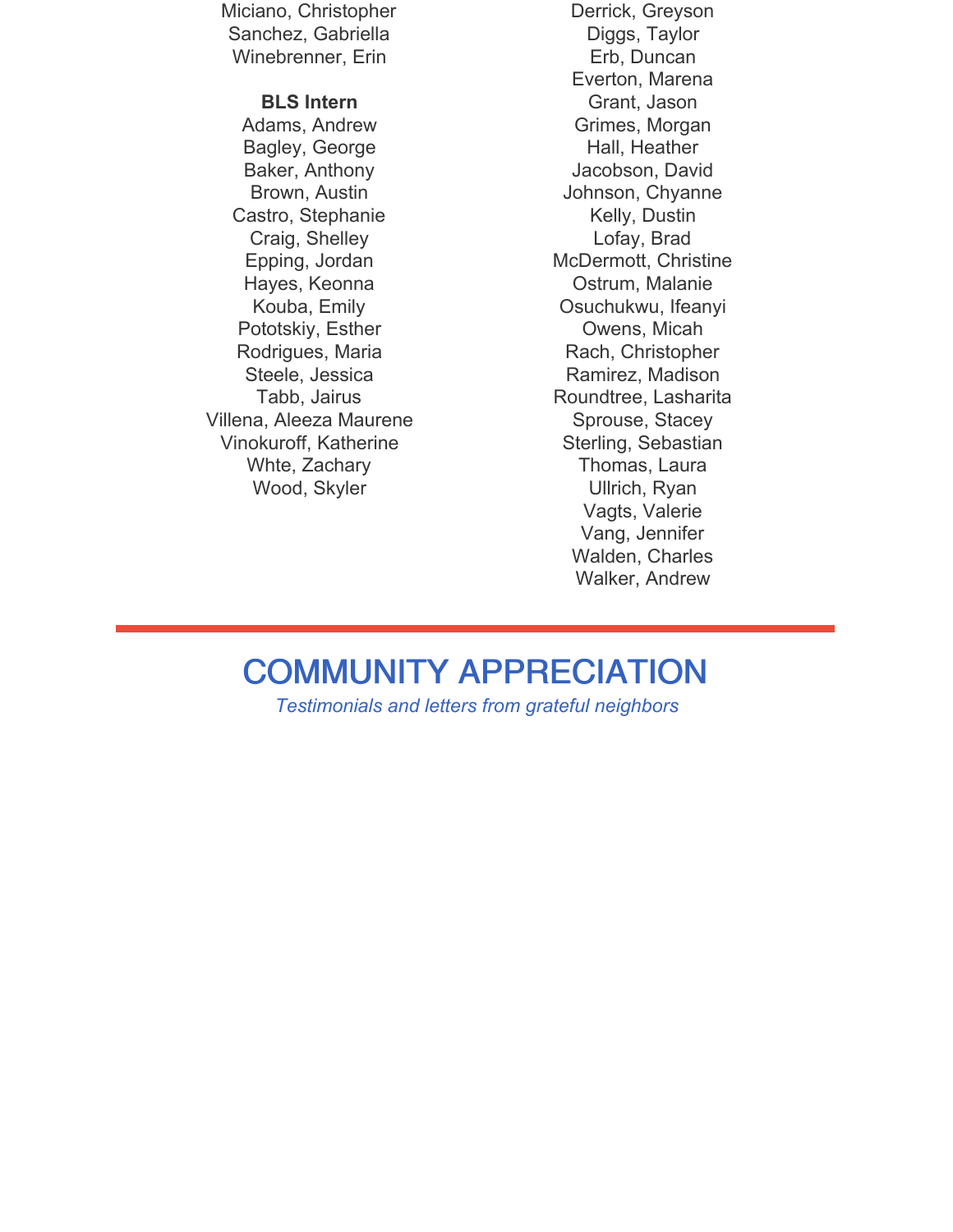Miciano, Christopher
Sanchez, Gabriella
Winebrenner, Erin

**BLS Intern**

Adams, Andrew
Bagley, George
Baker, Anthony
Brown, Austin
Castro, Stephanie
Craig, Shelley
Epping, Jordan
Hayes, Keonna
Kouba, Emily
Pototskiy, Esther
Rodrigues, Maria
Steele, Jessica
Tabb, Jairus
Villena, Aleeza Maurene
Vinokuroff, Katherine
Whte, Zachary
Wood, Skyler

Derrick, Greyson
Diggs, Taylor
Erb, Duncan
Everton, Marena
Grant, Jason
Grimes, Morgan
Hall, Heather
Jacobson, David
Johnson, Chyanne
Kelly, Dustin
Lofay, Brad
McDermott, Christine
Ostrum, Malanie
Osuchukwu, Ifeanyi
Owens, Micah
Rach, Christopher
Ramirez, Madison
Roundtree, Lasharita
Sprouse, Stacey
Sterling, Sebastian
Thomas, Laura
Ullrich, Ryan
Vagts, Valerie
Vang, Jennifer
Walden, Charles
Walker, Andrew

---

# COMMUNITY APPRECIATION

*Testimonials and letters from grateful neighbors*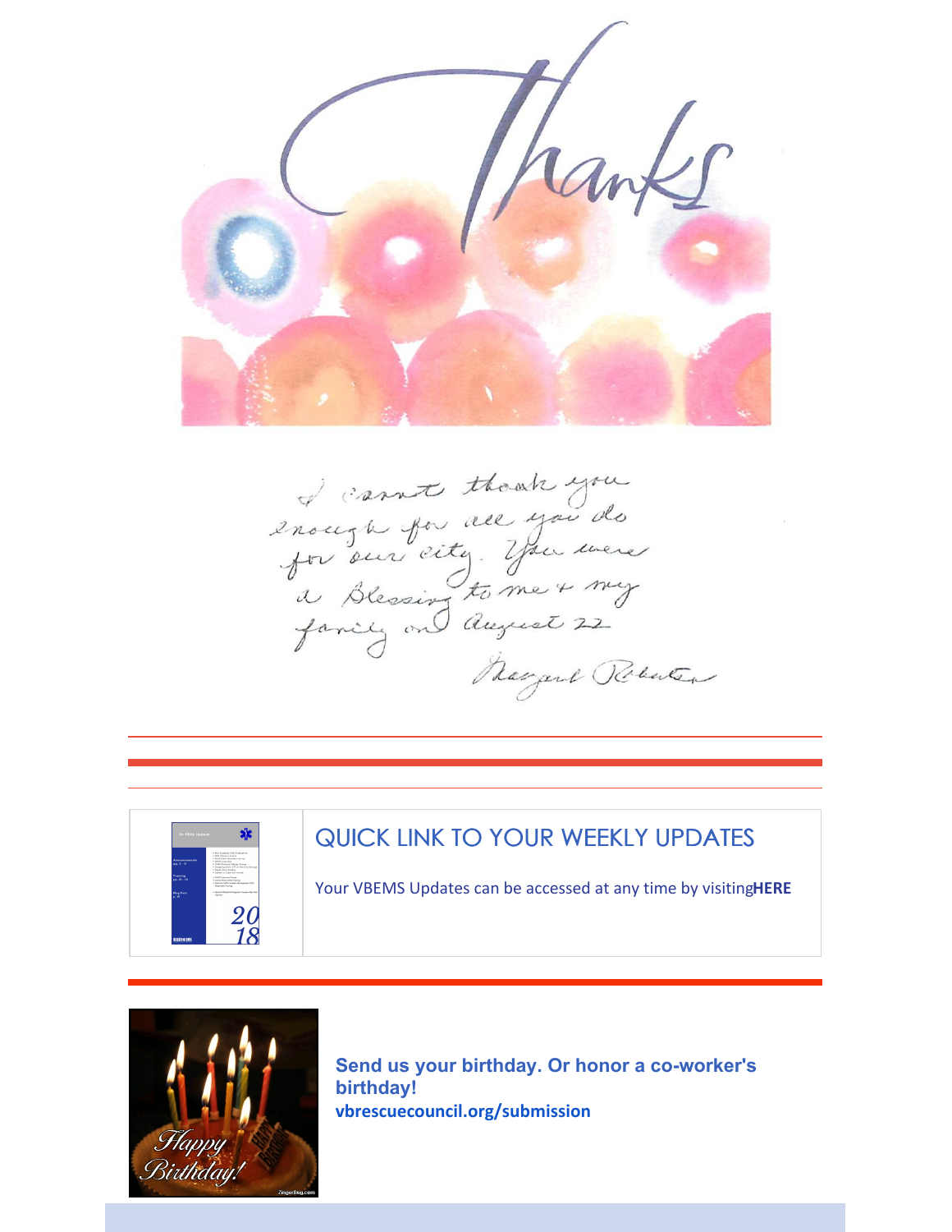Thanks

I cannot thank you enough for all you do for our city. You were a Blessing to me + my family on August 22

Margaret Robertson

---

## QUICK LINK TO YOUR WEEKLY UPDATES

Your VBEMS Updates can be accessed at any time by visiting **HERE**

---

**Send us your birthday. Or honor a co-worker's birthday!**

**vbrescuecouncil.org/submission**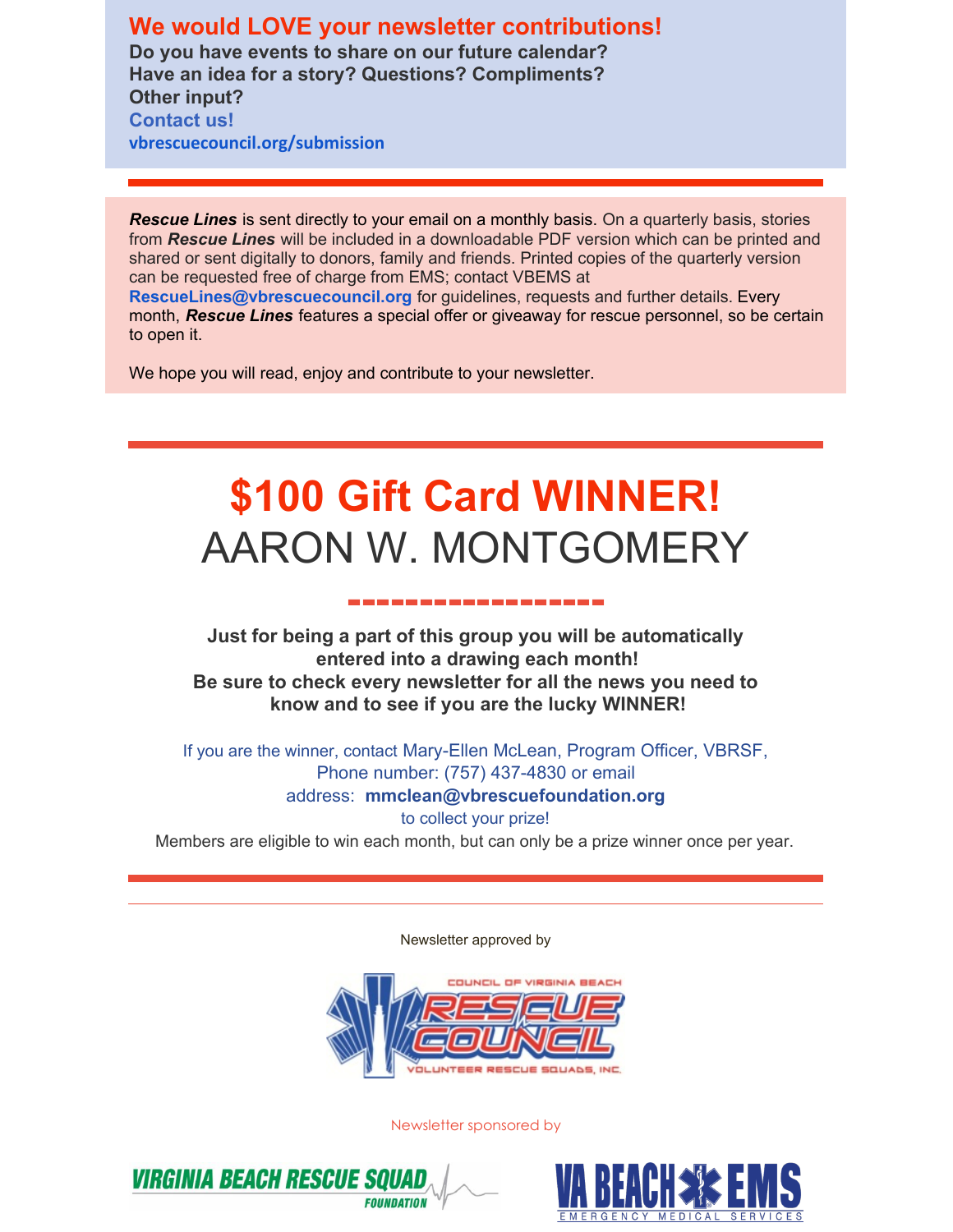## We would LOVE your newsletter contributions!

**Do you have events to share on our future calendar?**
**Have an idea for a story? Questions? Compliments?**
**Other input?**

**Contact us!**
**vbrescuecouncil.org/submission**

---

***Rescue Lines*** is sent directly to your email on a monthly basis. On a quarterly basis, stories from ***Rescue Lines*** will be included in a downloadable PDF version which can be printed and shared or sent digitally to donors, family and friends. Printed copies of the quarterly version can be requested free of charge from EMS; contact VBEMS at **RescueLines@vbrescuecouncil.org** for guidelines, requests and further details. Every month, ***Rescue Lines*** features a special offer or giveaway for rescue personnel, so be certain to open it.

We hope you will read, enjoy and contribute to your newsletter.

---

# $100 Gift Card WINNER!

# AARON W. MONTGOMERY

**Just for being a part of this group you will be automatically entered into a drawing each month!**
**Be sure to check every newsletter for all the news you need to know and to see if you are the lucky WINNER!**

If you are the winner, contact Mary-Ellen McLean, Program Officer, VBRSF, Phone number: (757) 437-4830 or email address: **mmclean@vbrescuefoundation.org** to collect your prize!

Members are eligible to win each month, but can only be a prize winner once per year.

---

Newsletter approved by

COUNCIL OF VIRGINIA BEACH RESCUE COUNCIL VOLUNTEER RESCUE SQUADS, INC.

Newsletter sponsored by

VIRGINIA BEACH RESCUE SQUAD FOUNDATION

VA BEACH EMS EMERGENCY MEDICAL SERVICES